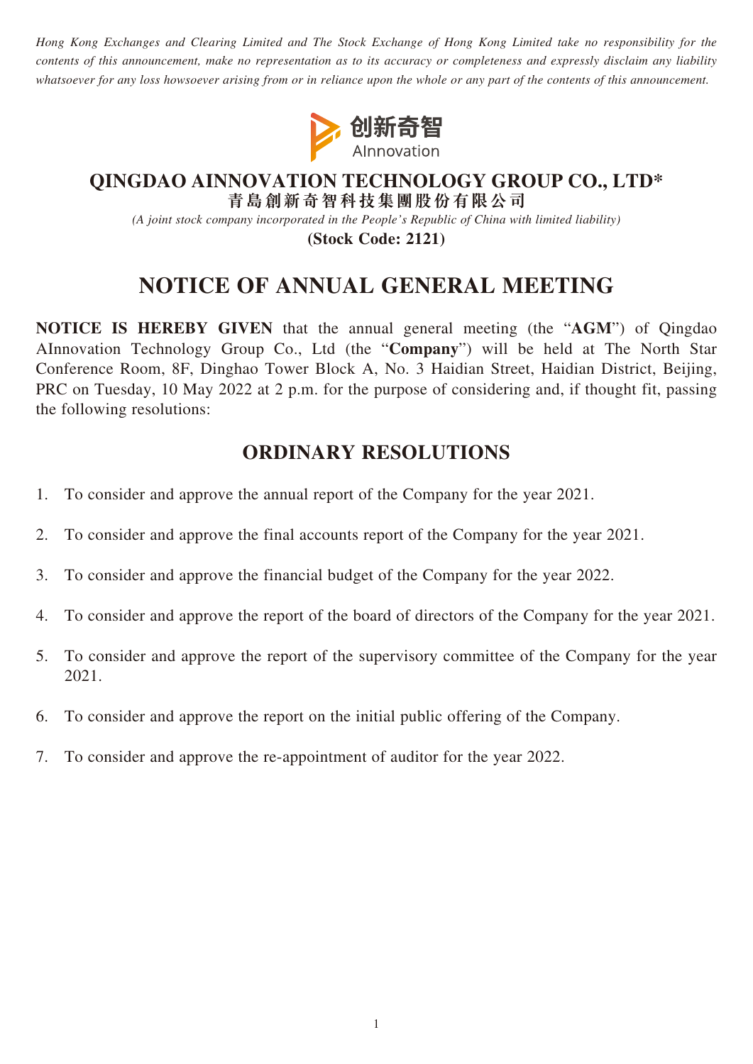*Hong Kong Exchanges and Clearing Limited and The Stock Exchange of Hong Kong Limited take no responsibility for the contents of this announcement, make no representation as to its accuracy or completeness and expressly disclaim any liability whatsoever for any loss howsoever arising from or in reliance upon the whole or any part of the contents of this announcement.*

创新奇智
AInnovation

**QINGDAO AINNOVATION TECHNOLOGY GROUP CO., LTD***
**青島創新奇智科技集團股份有限公司**
*(A joint stock company incorporated in the People's Republic of China with limited liability)*
**(Stock Code: 2121)**

# NOTICE OF ANNUAL GENERAL MEETING

**NOTICE IS HEREBY GIVEN** that the annual general meeting (the "**AGM**") of Qingdao AInnovation Technology Group Co., Ltd (the "**Company**") will be held at The North Star Conference Room, 8F, Dinghao Tower Block A, No. 3 Haidian Street, Haidian District, Beijing, PRC on Tuesday, 10 May 2022 at 2 p.m. for the purpose of considering and, if thought fit, passing the following resolutions:

## ORDINARY RESOLUTIONS

1. To consider and approve the annual report of the Company for the year 2021.
2. To consider and approve the final accounts report of the Company for the year 2021.
3. To consider and approve the financial budget of the Company for the year 2022.
4. To consider and approve the report of the board of directors of the Company for the year 2021.
5. To consider and approve the report of the supervisory committee of the Company for the year 2021.
6. To consider and approve the report on the initial public offering of the Company.
7. To consider and approve the re-appointment of auditor for the year 2022.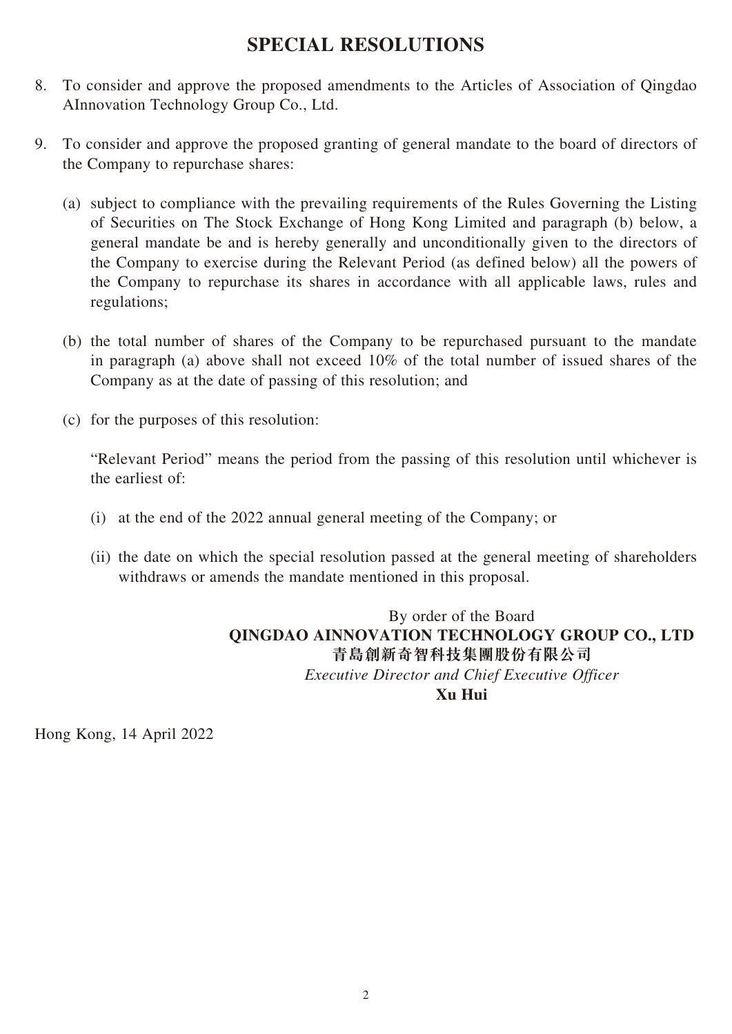# SPECIAL RESOLUTIONS

8. To consider and approve the proposed amendments to the Articles of Association of Qingdao AInnovation Technology Group Co., Ltd.

9. To consider and approve the proposed granting of general mandate to the board of directors of the Company to repurchase shares:

   (a) subject to compliance with the prevailing requirements of the Rules Governing the Listing of Securities on The Stock Exchange of Hong Kong Limited and paragraph (b) below, a general mandate be and is hereby generally and unconditionally given to the directors of the Company to exercise during the Relevant Period (as defined below) all the powers of the Company to repurchase its shares in accordance with all applicable laws, rules and regulations;

   (b) the total number of shares of the Company to be repurchased pursuant to the mandate in paragraph (a) above shall not exceed 10% of the total number of issued shares of the Company as at the date of passing of this resolution; and

   (c) for the purposes of this resolution:

   "Relevant Period" means the period from the passing of this resolution until whichever is the earliest of:

   (i) at the end of the 2022 annual general meeting of the Company; or

   (ii) the date on which the special resolution passed at the general meeting of shareholders withdraws or amends the mandate mentioned in this proposal.

By order of the Board
**QINGDAO AINNOVATION TECHNOLOGY GROUP CO., LTD**
**青島創新奇智科技集團股份有限公司**
*Executive Director and Chief Executive Officer*
**Xu Hui**

Hong Kong, 14 April 2022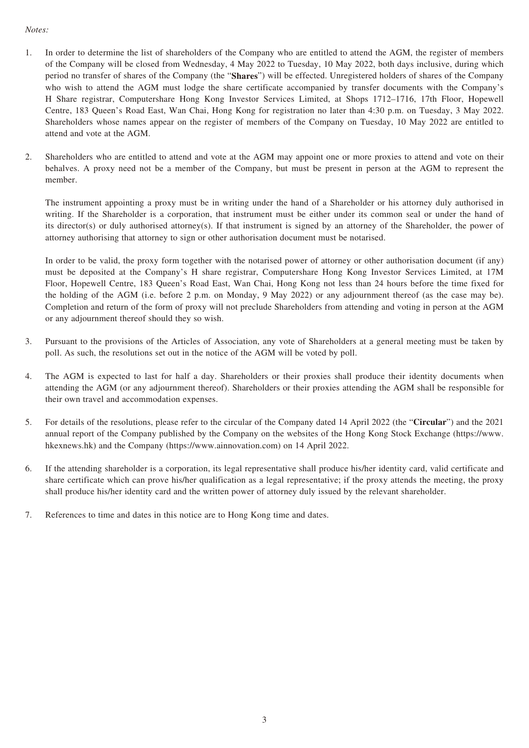*Notes:*

1. In order to determine the list of shareholders of the Company who are entitled to attend the AGM, the register of members of the Company will be closed from Wednesday, 4 May 2022 to Tuesday, 10 May 2022, both days inclusive, during which period no transfer of shares of the Company (the "**Shares**") will be effected. Unregistered holders of shares of the Company who wish to attend the AGM must lodge the share certificate accompanied by transfer documents with the Company's H Share registrar, Computershare Hong Kong Investor Services Limited, at Shops 1712–1716, 17th Floor, Hopewell Centre, 183 Queen's Road East, Wan Chai, Hong Kong for registration no later than 4:30 p.m. on Tuesday, 3 May 2022. Shareholders whose names appear on the register of members of the Company on Tuesday, 10 May 2022 are entitled to attend and vote at the AGM.

2. Shareholders who are entitled to attend and vote at the AGM may appoint one or more proxies to attend and vote on their behalves. A proxy need not be a member of the Company, but must be present in person at the AGM to represent the member.

   The instrument appointing a proxy must be in writing under the hand of a Shareholder or his attorney duly authorised in writing. If the Shareholder is a corporation, that instrument must be either under its common seal or under the hand of its director(s) or duly authorised attorney(s). If that instrument is signed by an attorney of the Shareholder, the power of attorney authorising that attorney to sign or other authorisation document must be notarised.

   In order to be valid, the proxy form together with the notarised power of attorney or other authorisation document (if any) must be deposited at the Company's H share registrar, Computershare Hong Kong Investor Services Limited, at 17M Floor, Hopewell Centre, 183 Queen's Road East, Wan Chai, Hong Kong not less than 24 hours before the time fixed for the holding of the AGM (i.e. before 2 p.m. on Monday, 9 May 2022) or any adjournment thereof (as the case may be). Completion and return of the form of proxy will not preclude Shareholders from attending and voting in person at the AGM or any adjournment thereof should they so wish.

3. Pursuant to the provisions of the Articles of Association, any vote of Shareholders at a general meeting must be taken by poll. As such, the resolutions set out in the notice of the AGM will be voted by poll.

4. The AGM is expected to last for half a day. Shareholders or their proxies shall produce their identity documents when attending the AGM (or any adjournment thereof). Shareholders or their proxies attending the AGM shall be responsible for their own travel and accommodation expenses.

5. For details of the resolutions, please refer to the circular of the Company dated 14 April 2022 (the "**Circular**") and the 2021 annual report of the Company published by the Company on the websites of the Hong Kong Stock Exchange (https://www.hkexnews.hk) and the Company (https://www.ainnovation.com) on 14 April 2022.

6. If the attending shareholder is a corporation, its legal representative shall produce his/her identity card, valid certificate and share certificate which can prove his/her qualification as a legal representative; if the proxy attends the meeting, the proxy shall produce his/her identity card and the written power of attorney duly issued by the relevant shareholder.

7. References to time and dates in this notice are to Hong Kong time and dates.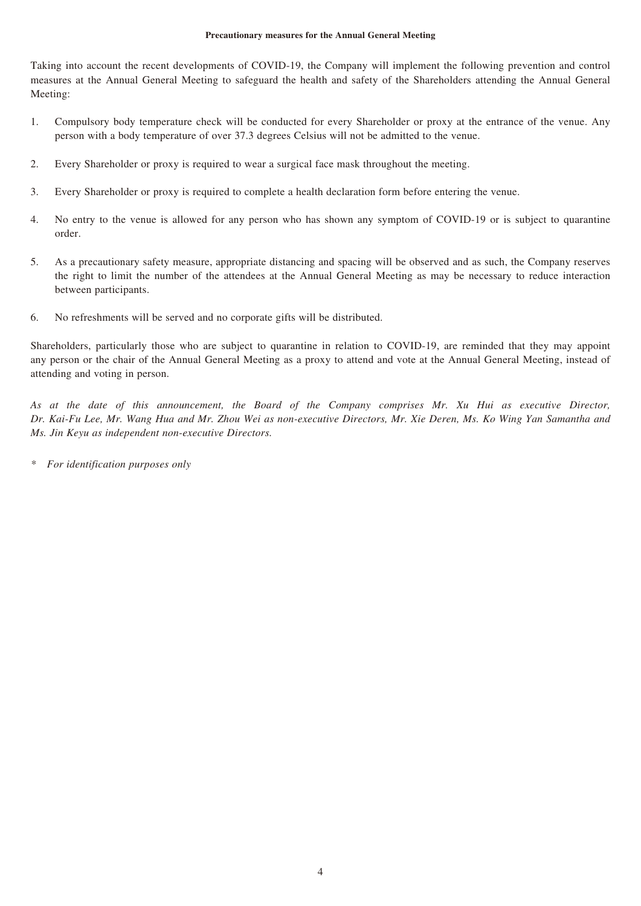**Precautionary measures for the Annual General Meeting**

Taking into account the recent developments of COVID-19, the Company will implement the following prevention and control measures at the Annual General Meeting to safeguard the health and safety of the Shareholders attending the Annual General Meeting:

1. Compulsory body temperature check will be conducted for every Shareholder or proxy at the entrance of the venue. Any person with a body temperature of over 37.3 degrees Celsius will not be admitted to the venue.

2. Every Shareholder or proxy is required to wear a surgical face mask throughout the meeting.

3. Every Shareholder or proxy is required to complete a health declaration form before entering the venue.

4. No entry to the venue is allowed for any person who has shown any symptom of COVID-19 or is subject to quarantine order.

5. As a precautionary safety measure, appropriate distancing and spacing will be observed and as such, the Company reserves the right to limit the number of the attendees at the Annual General Meeting as may be necessary to reduce interaction between participants.

6. No refreshments will be served and no corporate gifts will be distributed.

Shareholders, particularly those who are subject to quarantine in relation to COVID-19, are reminded that they may appoint any person or the chair of the Annual General Meeting as a proxy to attend and vote at the Annual General Meeting, instead of attending and voting in person.

*As at the date of this announcement, the Board of the Company comprises Mr. Xu Hui as executive Director, Dr. Kai-Fu Lee, Mr. Wang Hua and Mr. Zhou Wei as non-executive Directors, Mr. Xie Deren, Ms. Ko Wing Yan Samantha and Ms. Jin Keyu as independent non-executive Directors.*

\* *For identification purposes only*